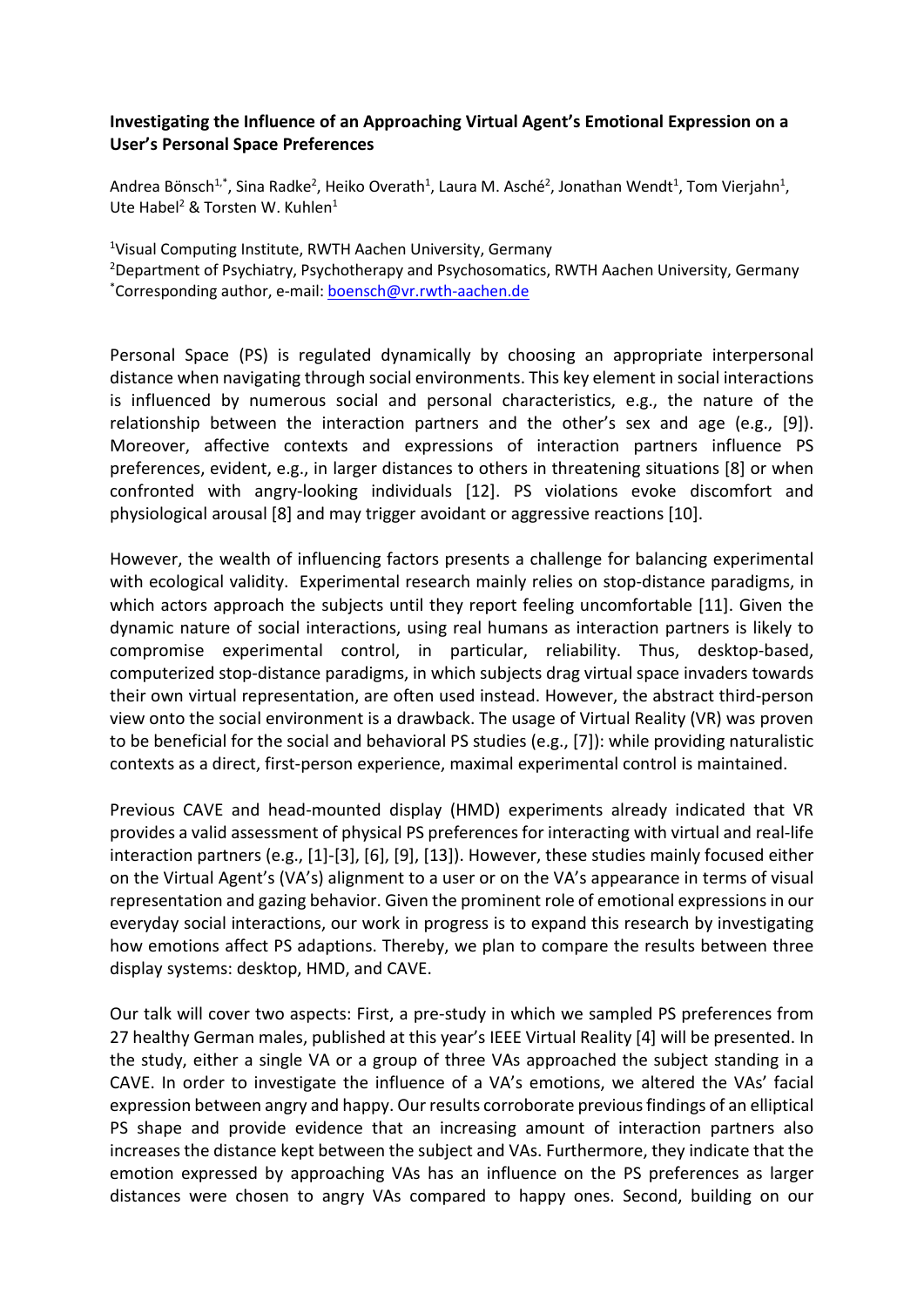**Investigating the Influence of an Approaching Virtual Agent's Emotional Expression on a User's Personal Space Preferences**

Andrea Bönsch[1,*], Sina Radke[2], Heiko Overath[1], Laura M. Asché[2], Jonathan Wendt[1], Tom Vierjahn[1], Ute Habel[2] & Torsten W. Kuhlen[1]

[1]Visual Computing Institute, RWTH Aachen University, Germany
[2]Department of Psychiatry, Psychotherapy and Psychosomatics, RWTH Aachen University, Germany
[*]Corresponding author, e-mail: boensch@vr.rwth-aachen.de

Personal Space (PS) is regulated dynamically by choosing an appropriate interpersonal distance when navigating through social environments. This key element in social interactions is influenced by numerous social and personal characteristics, e.g., the nature of the relationship between the interaction partners and the other's sex and age (e.g., [9]). Moreover, affective contexts and expressions of interaction partners influence PS preferences, evident, e.g., in larger distances to others in threatening situations [8] or when confronted with angry-looking individuals [12]. PS violations evoke discomfort and physiological arousal [8] and may trigger avoidant or aggressive reactions [10].

However, the wealth of influencing factors presents a challenge for balancing experimental with ecological validity. Experimental research mainly relies on stop-distance paradigms, in which actors approach the subjects until they report feeling uncomfortable [11]. Given the dynamic nature of social interactions, using real humans as interaction partners is likely to compromise experimental control, in particular, reliability. Thus, desktop-based, computerized stop-distance paradigms, in which subjects drag virtual space invaders towards their own virtual representation, are often used instead. However, the abstract third-person view onto the social environment is a drawback. The usage of Virtual Reality (VR) was proven to be beneficial for the social and behavioral PS studies (e.g., [7]): while providing naturalistic contexts as a direct, first-person experience, maximal experimental control is maintained.

Previous CAVE and head-mounted display (HMD) experiments already indicated that VR provides a valid assessment of physical PS preferences for interacting with virtual and real-life interaction partners (e.g., [1]-[3], [6], [9], [13]). However, these studies mainly focused either on the Virtual Agent's (VA's) alignment to a user or on the VA's appearance in terms of visual representation and gazing behavior. Given the prominent role of emotional expressions in our everyday social interactions, our work in progress is to expand this research by investigating how emotions affect PS adaptions. Thereby, we plan to compare the results between three display systems: desktop, HMD, and CAVE.

Our talk will cover two aspects: First, a pre-study in which we sampled PS preferences from 27 healthy German males, published at this year's IEEE Virtual Reality [4] will be presented. In the study, either a single VA or a group of three VAs approached the subject standing in a CAVE. In order to investigate the influence of a VA's emotions, we altered the VAs' facial expression between angry and happy. Our results corroborate previous findings of an elliptical PS shape and provide evidence that an increasing amount of interaction partners also increases the distance kept between the subject and VAs. Furthermore, they indicate that the emotion expressed by approaching VAs has an influence on the PS preferences as larger distances were chosen to angry VAs compared to happy ones. Second, building on our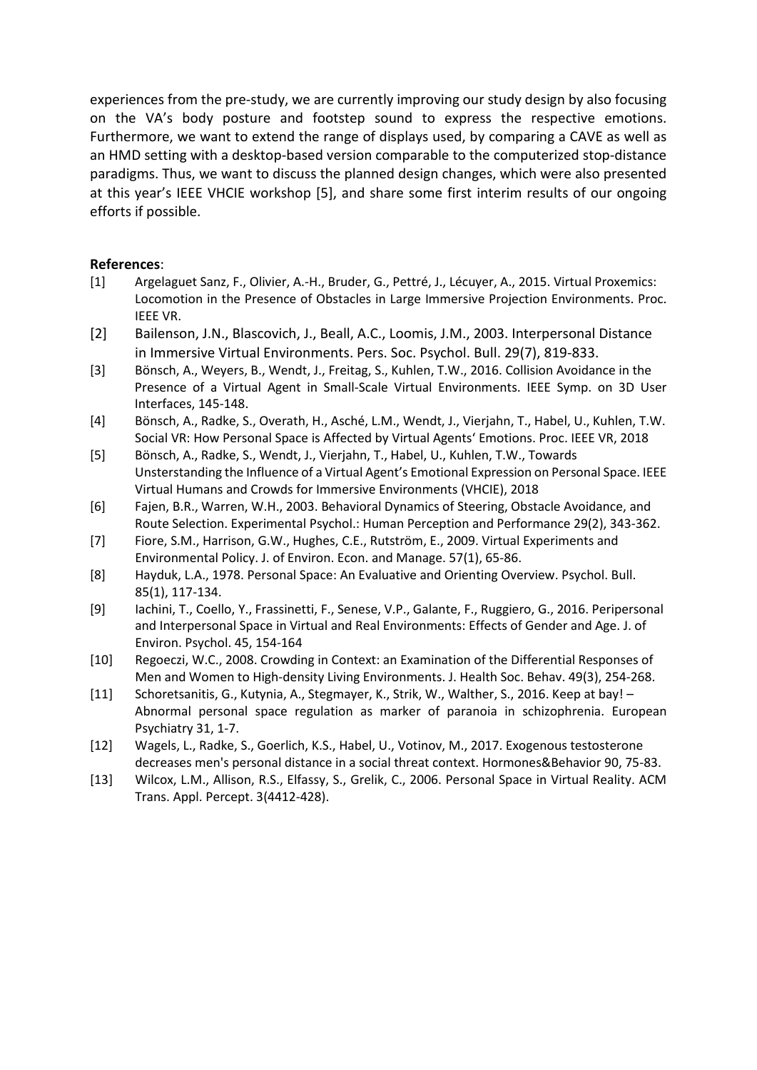experiences from the pre-study, we are currently improving our study design by also focusing on the VA's body posture and footstep sound to express the respective emotions. Furthermore, we want to extend the range of displays used, by comparing a CAVE as well as an HMD setting with a desktop-based version comparable to the computerized stop-distance paradigms. Thus, we want to discuss the planned design changes, which were also presented at this year's IEEE VHCIE workshop [5], and share some first interim results of our ongoing efforts if possible.

**References**:

[1] Argelaguet Sanz, F., Olivier, A.-H., Bruder, G., Pettré, J., Lécuyer, A., 2015. Virtual Proxemics: Locomotion in the Presence of Obstacles in Large Immersive Projection Environments. Proc. IEEE VR.

[2] Bailenson, J.N., Blascovich, J., Beall, A.C., Loomis, J.M., 2003. Interpersonal Distance in Immersive Virtual Environments. Pers. Soc. Psychol. Bull. 29(7), 819-833.

[3] Bönsch, A., Weyers, B., Wendt, J., Freitag, S., Kuhlen, T.W., 2016. Collision Avoidance in the Presence of a Virtual Agent in Small-Scale Virtual Environments. IEEE Symp. on 3D User Interfaces, 145-148.

[4] Bönsch, A., Radke, S., Overath, H., Asché, L.M., Wendt, J., Vierjahn, T., Habel, U., Kuhlen, T.W. Social VR: How Personal Space is Affected by Virtual Agents' Emotions. Proc. IEEE VR, 2018

[5] Bönsch, A., Radke, S., Wendt, J., Vierjahn, T., Habel, U., Kuhlen, T.W., Towards Unsterstanding the Influence of a Virtual Agent's Emotional Expression on Personal Space. IEEE Virtual Humans and Crowds for Immersive Environments (VHCIE), 2018

[6] Fajen, B.R., Warren, W.H., 2003. Behavioral Dynamics of Steering, Obstacle Avoidance, and Route Selection. Experimental Psychol.: Human Perception and Performance 29(2), 343-362.

[7] Fiore, S.M., Harrison, G.W., Hughes, C.E., Rutström, E., 2009. Virtual Experiments and Environmental Policy. J. of Environ. Econ. and Manage. 57(1), 65-86.

[8] Hayduk, L.A., 1978. Personal Space: An Evaluative and Orienting Overview. Psychol. Bull. 85(1), 117-134.

[9] Iachini, T., Coello, Y., Frassinetti, F., Senese, V.P., Galante, F., Ruggiero, G., 2016. Peripersonal and Interpersonal Space in Virtual and Real Environments: Effects of Gender and Age. J. of Environ. Psychol. 45, 154-164

[10] Regoeczi, W.C., 2008. Crowding in Context: an Examination of the Differential Responses of Men and Women to High-density Living Environments. J. Health Soc. Behav. 49(3), 254-268.

[11] Schoretsanitis, G., Kutynia, A., Stegmayer, K., Strik, W., Walther, S., 2016. Keep at bay! – Abnormal personal space regulation as marker of paranoia in schizophrenia. European Psychiatry 31, 1-7.

[12] Wagels, L., Radke, S., Goerlich, K.S., Habel, U., Votinov, M., 2017. Exogenous testosterone decreases men's personal distance in a social threat context. Hormones&Behavior 90, 75-83.

[13] Wilcox, L.M., Allison, R.S., Elfassy, S., Grelik, C., 2006. Personal Space in Virtual Reality. ACM Trans. Appl. Percept. 3(4412-428).